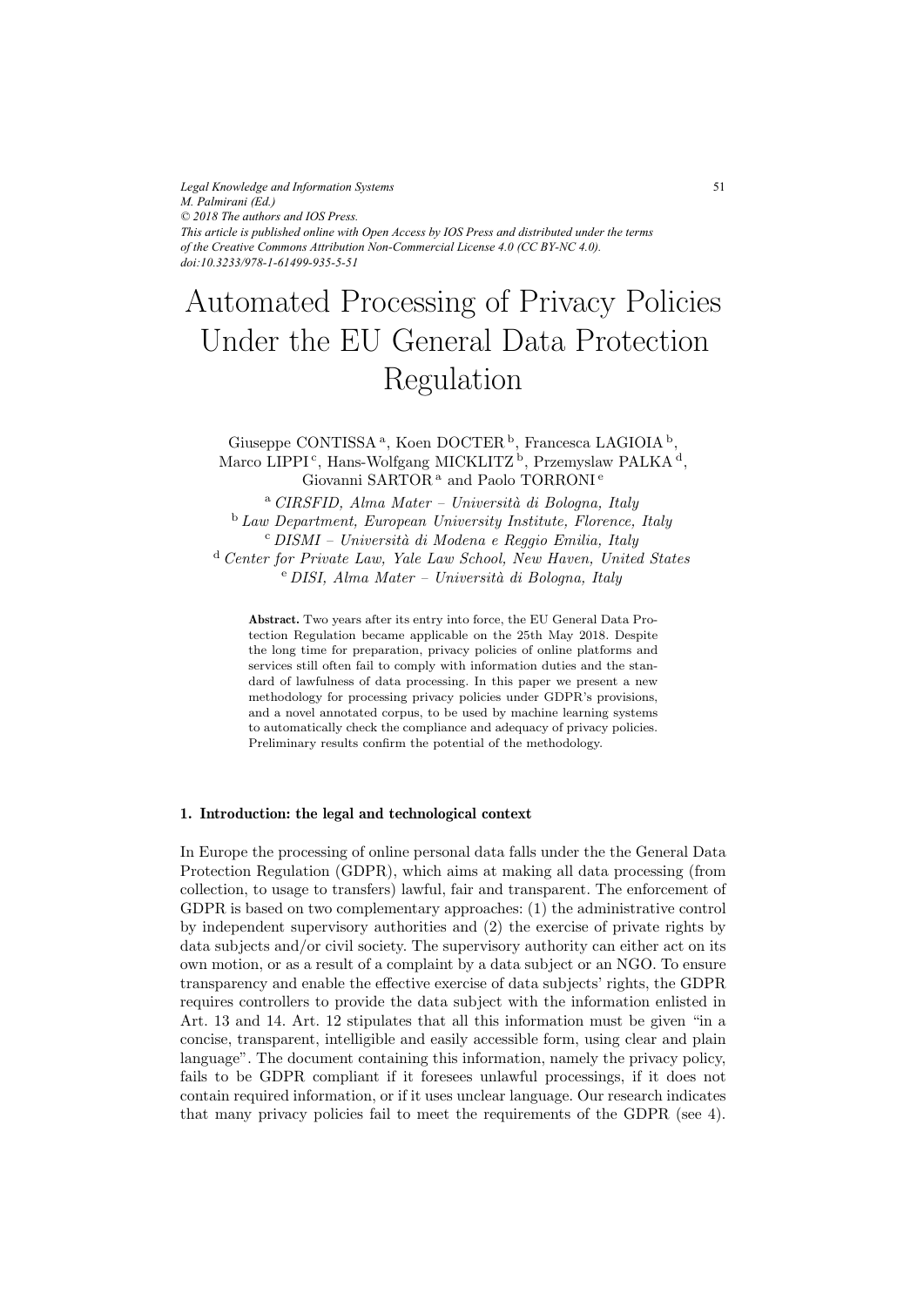*Legal Knowledge and Information Systems*
*M. Palmirani (Ed.)*
*© 2018 The authors and IOS Press.*
*This article is published online with Open Access by IOS Press and distributed under the terms of the Creative Commons Attribution Non-Commercial License 4.0 (CC BY-NC 4.0).*
*doi:10.3233/978-1-61499-935-5-51*

# Automated Processing of Privacy Policies Under the EU General Data Protection Regulation

Giuseppe CONTISSA [a], Koen DOCTER [b], Francesca LAGIOIA [b], Marco LIPPI [c], Hans-Wolfgang MICKLITZ [b], Przemyslaw PALKA [d], Giovanni SARTOR [a] and Paolo TORRONI [e]

[a] *CIRSFID, Alma Mater – Università di Bologna, Italy*
[b] *Law Department, European University Institute, Florence, Italy*
[c] *DISMI – Università di Modena e Reggio Emilia, Italy*
[d] *Center for Private Law, Yale Law School, New Haven, United States*
[e] *DISI, Alma Mater – Università di Bologna, Italy*

**Abstract.** Two years after its entry into force, the EU General Data Protection Regulation became applicable on the 25th May 2018. Despite the long time for preparation, privacy policies of online platforms and services still often fail to comply with information duties and the standard of lawfulness of data processing. In this paper we present a new methodology for processing privacy policies under GDPR's provisions, and a novel annotated corpus, to be used by machine learning systems to automatically check the compliance and adequacy of privacy policies. Preliminary results confirm the potential of the methodology.

## 1. Introduction: the legal and technological context

In Europe the processing of online personal data falls under the the General Data Protection Regulation (GDPR), which aims at making all data processing (from collection, to usage to transfers) lawful, fair and transparent. The enforcement of GDPR is based on two complementary approaches: (1) the administrative control by independent supervisory authorities and (2) the exercise of private rights by data subjects and/or civil society. The supervisory authority can either act on its own motion, or as a result of a complaint by a data subject or an NGO. To ensure transparency and enable the effective exercise of data subjects' rights, the GDPR requires controllers to provide the data subject with the information enlisted in Art. 13 and 14. Art. 12 stipulates that all this information must be given "in a concise, transparent, intelligible and easily accessible form, using clear and plain language". The document containing this information, namely the privacy policy, fails to be GDPR compliant if it foresees unlawful processings, if it does not contain required information, or if it uses unclear language. Our research indicates that many privacy policies fail to meet the requirements of the GDPR (see 4).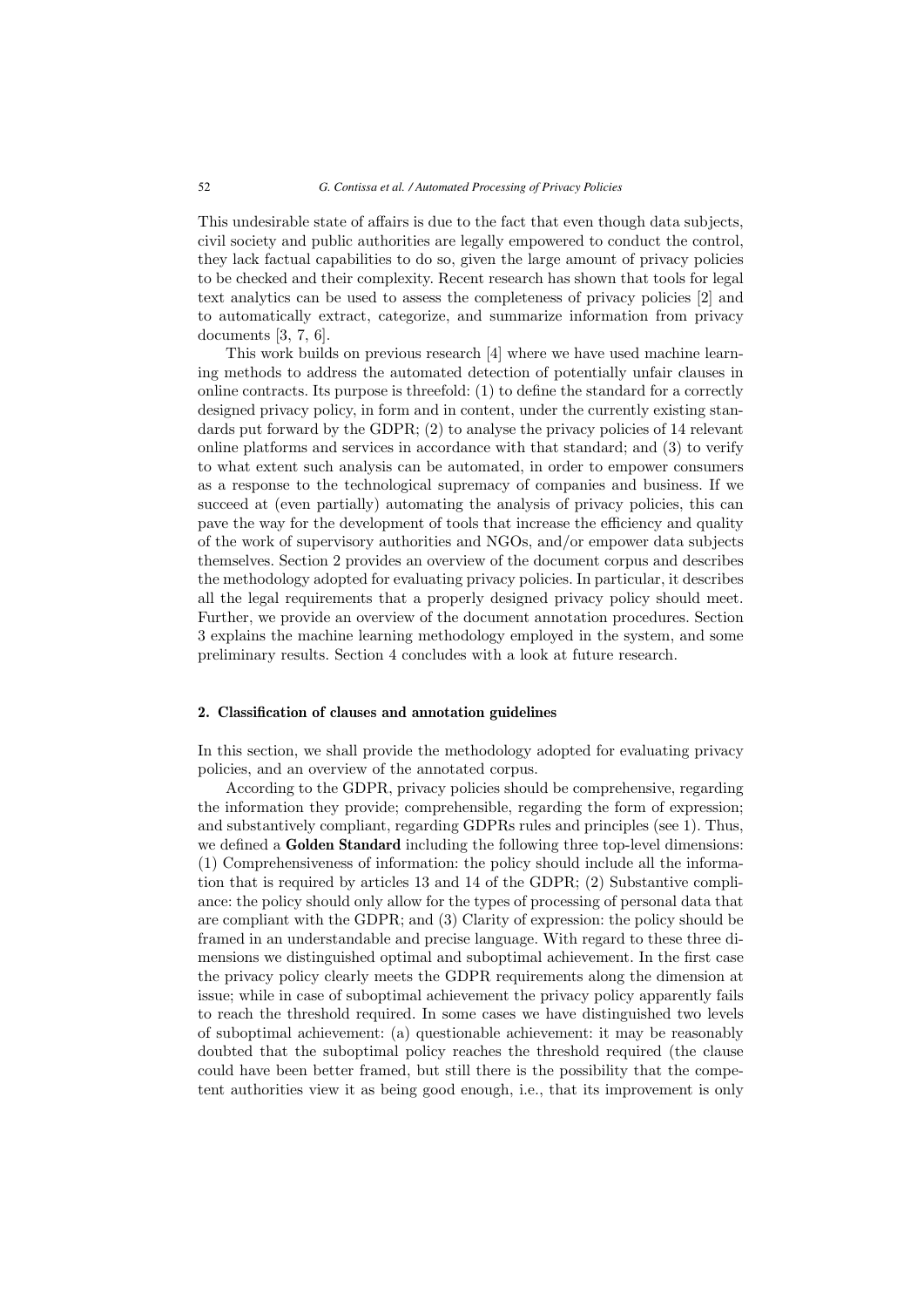This undesirable state of affairs is due to the fact that even though data subjects, civil society and public authorities are legally empowered to conduct the control, they lack factual capabilities to do so, given the large amount of privacy policies to be checked and their complexity. Recent research has shown that tools for legal text analytics can be used to assess the completeness of privacy policies [2] and to automatically extract, categorize, and summarize information from privacy documents [3, 7, 6].

This work builds on previous research [4] where we have used machine learning methods to address the automated detection of potentially unfair clauses in online contracts. Its purpose is threefold: (1) to define the standard for a correctly designed privacy policy, in form and in content, under the currently existing standards put forward by the GDPR; (2) to analyse the privacy policies of 14 relevant online platforms and services in accordance with that standard; and (3) to verify to what extent such analysis can be automated, in order to empower consumers as a response to the technological supremacy of companies and business. If we succeed at (even partially) automating the analysis of privacy policies, this can pave the way for the development of tools that increase the efficiency and quality of the work of supervisory authorities and NGOs, and/or empower data subjects themselves. Section 2 provides an overview of the document corpus and describes the methodology adopted for evaluating privacy policies. In particular, it describes all the legal requirements that a properly designed privacy policy should meet. Further, we provide an overview of the document annotation procedures. Section 3 explains the machine learning methodology employed in the system, and some preliminary results. Section 4 concludes with a look at future research.

## 2. Classification of clauses and annotation guidelines

In this section, we shall provide the methodology adopted for evaluating privacy policies, and an overview of the annotated corpus.

According to the GDPR, privacy policies should be comprehensive, regarding the information they provide; comprehensible, regarding the form of expression; and substantively compliant, regarding GDPRs rules and principles (see 1). Thus, we defined a **Golden Standard** including the following three top-level dimensions: (1) Comprehensiveness of information: the policy should include all the information that is required by articles 13 and 14 of the GDPR; (2) Substantive compliance: the policy should only allow for the types of processing of personal data that are compliant with the GDPR; and (3) Clarity of expression: the policy should be framed in an understandable and precise language. With regard to these three dimensions we distinguished optimal and suboptimal achievement. In the first case the privacy policy clearly meets the GDPR requirements along the dimension at issue; while in case of suboptimal achievement the privacy policy apparently fails to reach the threshold required. In some cases we have distinguished two levels of suboptimal achievement: (a) questionable achievement: it may be reasonably doubted that the suboptimal policy reaches the threshold required (the clause could have been better framed, but still there is the possibility that the competent authorities view it as being good enough, i.e., that its improvement is only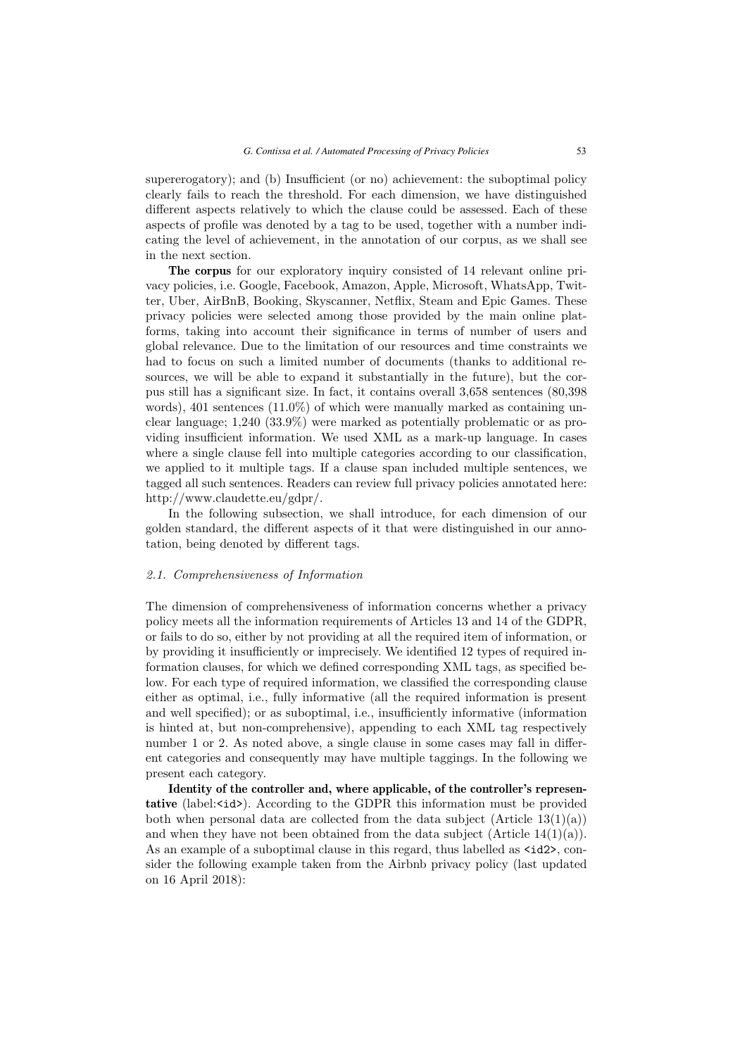supererogatory); and (b) Insufficient (or no) achievement: the suboptimal policy clearly fails to reach the threshold. For each dimension, we have distinguished different aspects relatively to which the clause could be assessed. Each of these aspects of profile was denoted by a tag to be used, together with a number indicating the level of achievement, in the annotation of our corpus, as we shall see in the next section.

**The corpus** for our exploratory inquiry consisted of 14 relevant online privacy policies, i.e. Google, Facebook, Amazon, Apple, Microsoft, WhatsApp, Twitter, Uber, AirBnB, Booking, Skyscanner, Netflix, Steam and Epic Games. These privacy policies were selected among those provided by the main online platforms, taking into account their significance in terms of number of users and global relevance. Due to the limitation of our resources and time constraints we had to focus on such a limited number of documents (thanks to additional resources, we will be able to expand it substantially in the future), but the corpus still has a significant size. In fact, it contains overall 3,658 sentences (80,398 words), 401 sentences (11.0%) of which were manually marked as containing unclear language; 1,240 (33.9%) were marked as potentially problematic or as providing insufficient information. We used XML as a mark-up language. In cases where a single clause fell into multiple categories according to our classification, we applied to it multiple tags. If a clause span included multiple sentences, we tagged all such sentences. Readers can review full privacy policies annotated here: http://www.claudette.eu/gdpr/.

In the following subsection, we shall introduce, for each dimension of our golden standard, the different aspects of it that were distinguished in our annotation, being denoted by different tags.

### 2.1. Comprehensiveness of Information

The dimension of comprehensiveness of information concerns whether a privacy policy meets all the information requirements of Articles 13 and 14 of the GDPR, or fails to do so, either by not providing at all the required item of information, or by providing it insufficiently or imprecisely. We identified 12 types of required information clauses, for which we defined corresponding XML tags, as specified below. For each type of required information, we classified the corresponding clause either as optimal, i.e., fully informative (all the required information is present and well specified); or as suboptimal, i.e., insufficiently informative (information is hinted at, but non-comprehensive), appending to each XML tag respectively number 1 or 2. As noted above, a single clause in some cases may fall in different categories and consequently may have multiple taggings. In the following we present each category.

**Identity of the controller and, where applicable, of the controller's representative** (label:`<id>`). According to the GDPR this information must be provided both when personal data are collected from the data subject (Article 13(1)(a)) and when they have not been obtained from the data subject (Article 14(1)(a)). As an example of a suboptimal clause in this regard, thus labelled as `<id2>`, consider the following example taken from the Airbnb privacy policy (last updated on 16 April 2018):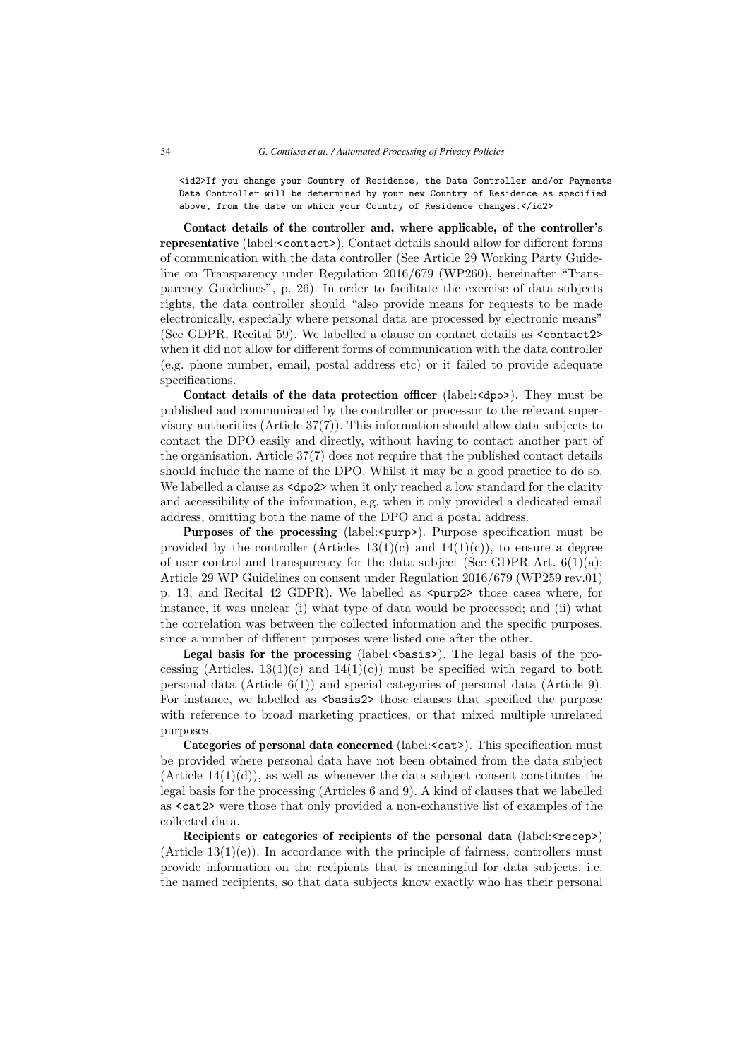```
<id2>If you change your Country of Residence, the Data Controller and/or Payments
Data Controller will be determined by your new Country of Residence as specified
above, from the date on which your Country of Residence changes.</id2>
```

**Contact details of the controller and, where applicable, of the controller's representative** (label:`<contact>`). Contact details should allow for different forms of communication with the data controller (See Article 29 Working Party Guideline on Transparency under Regulation 2016/679 (WP260), hereinafter "Transparency Guidelines", p. 26). In order to facilitate the exercise of data subjects rights, the data controller should "also provide means for requests to be made electronically, especially where personal data are processed by electronic means" (See GDPR, Recital 59). We labelled a clause on contact details as `<contact2>` when it did not allow for different forms of communication with the data controller (e.g. phone number, email, postal address etc) or it failed to provide adequate specifications.

**Contact details of the data protection officer** (label:`<dpo>`). They must be published and communicated by the controller or processor to the relevant supervisory authorities (Article 37(7)). This information should allow data subjects to contact the DPO easily and directly, without having to contact another part of the organisation. Article 37(7) does not require that the published contact details should include the name of the DPO. Whilst it may be a good practice to do so. We labelled a clause as `<dpo2>` when it only reached a low standard for the clarity and accessibility of the information, e.g. when it only provided a dedicated email address, omitting both the name of the DPO and a postal address.

**Purposes of the processing** (label:`<purp>`). Purpose specification must be provided by the controller (Articles 13(1)(c) and 14(1)(c)), to ensure a degree of user control and transparency for the data subject (See GDPR Art. 6(1)(a); Article 29 WP Guidelines on consent under Regulation 2016/679 (WP259 rev.01) p. 13; and Recital 42 GDPR). We labelled as `<purp2>` those cases where, for instance, it was unclear (i) what type of data would be processed; and (ii) what the correlation was between the collected information and the specific purposes, since a number of different purposes were listed one after the other.

**Legal basis for the processing** (label:`<basis>`). The legal basis of the processing (Articles. 13(1)(c) and 14(1)(c)) must be specified with regard to both personal data (Article 6(1)) and special categories of personal data (Article 9). For instance, we labelled as `<basis2>` those clauses that specified the purpose with reference to broad marketing practices, or that mixed multiple unrelated purposes.

**Categories of personal data concerned** (label:`<cat>`). This specification must be provided where personal data have not been obtained from the data subject (Article 14(1)(d)), as well as whenever the data subject consent constitutes the legal basis for the processing (Articles 6 and 9). A kind of clauses that we labelled as `<cat2>` were those that only provided a non-exhaustive list of examples of the collected data.

**Recipients or categories of recipients of the personal data** (label:`<recep>`) (Article 13(1)(e)). In accordance with the principle of fairness, controllers must provide information on the recipients that is meaningful for data subjects, i.e. the named recipients, so that data subjects know exactly who has their personal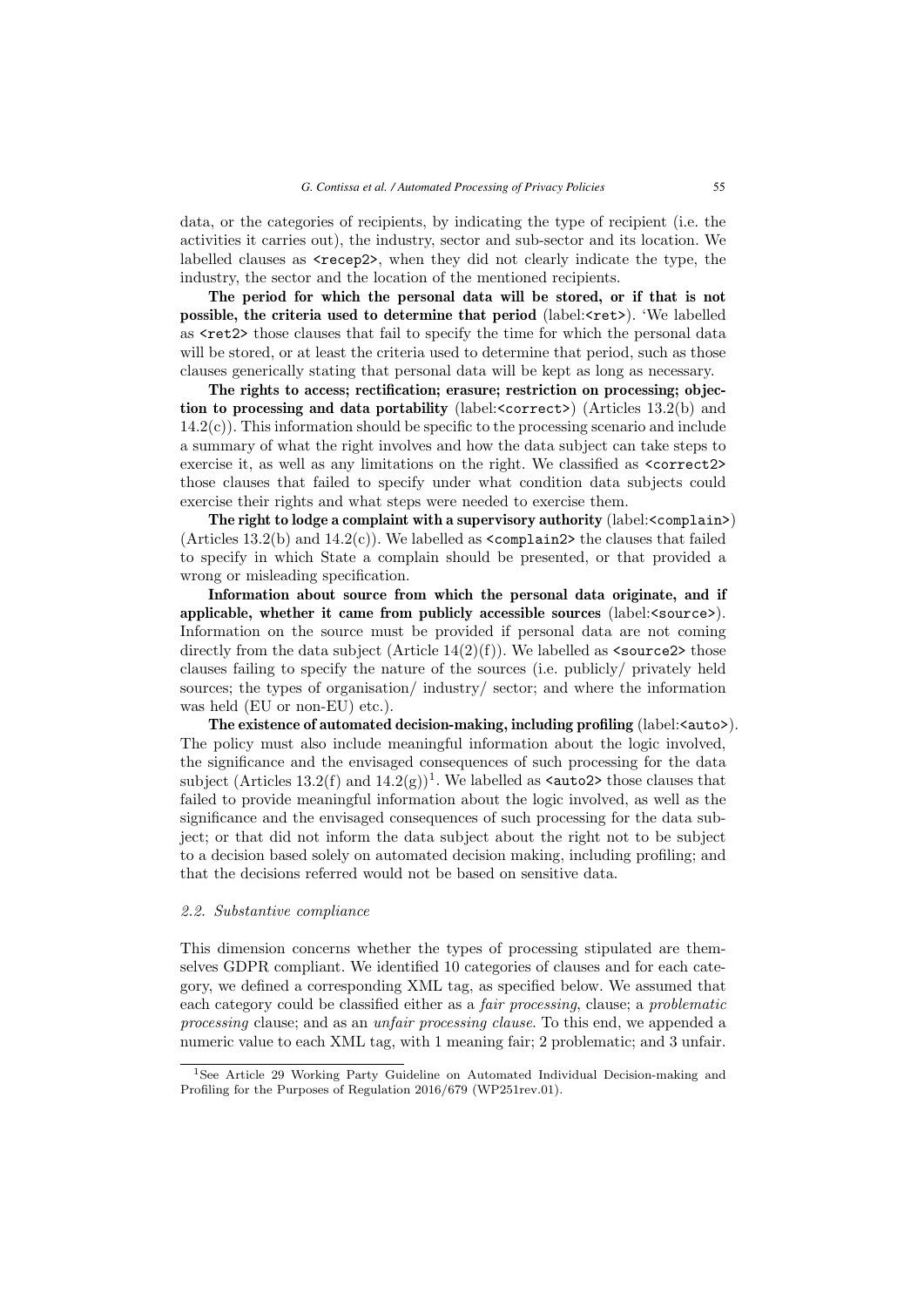data, or the categories of recipients, by indicating the type of recipient (i.e. the activities it carries out), the industry, sector and sub-sector and its location. We labelled clauses as `<recep2>`, when they did not clearly indicate the type, the industry, the sector and the location of the mentioned recipients.

**The period for which the personal data will be stored, or if that is not possible, the criteria used to determine that period** (label:`<ret>`). 'We labelled as `<ret2>` those clauses that fail to specify the time for which the personal data will be stored, or at least the criteria used to determine that period, such as those clauses generically stating that personal data will be kept as long as necessary.

**The rights to access; rectification; erasure; restriction on processing; objection to processing and data portability** (label:`<correct>`) (Articles 13.2(b) and 14.2(c)). This information should be specific to the processing scenario and include a summary of what the right involves and how the data subject can take steps to exercise it, as well as any limitations on the right. We classified as `<correct2>` those clauses that failed to specify under what condition data subjects could exercise their rights and what steps were needed to exercise them.

**The right to lodge a complaint with a supervisory authority** (label:`<complain>`) (Articles 13.2(b) and 14.2(c)). We labelled as `<complain2>` the clauses that failed to specify in which State a complain should be presented, or that provided a wrong or misleading specification.

**Information about source from which the personal data originate, and if applicable, whether it came from publicly accessible sources** (label:`<source>`). Information on the source must be provided if personal data are not coming directly from the data subject (Article 14(2)(f)). We labelled as `<source2>` those clauses failing to specify the nature of the sources (i.e. publicly/ privately held sources; the types of organisation/ industry/ sector; and where the information was held (EU or non-EU) etc.).

**The existence of automated decision-making, including profiling** (label:`<auto>`). The policy must also include meaningful information about the logic involved, the significance and the envisaged consequences of such processing for the data subject (Articles 13.2(f) and 14.2(g))[1]. We labelled as `<auto2>` those clauses that failed to provide meaningful information about the logic involved, as well as the significance and the envisaged consequences of such processing for the data subject; or that did not inform the data subject about the right not to be subject to a decision based solely on automated decision making, including profiling; and that the decisions referred would not be based on sensitive data.

### 2.2. Substantive compliance

This dimension concerns whether the types of processing stipulated are themselves GDPR compliant. We identified 10 categories of clauses and for each category, we defined a corresponding XML tag, as specified below. We assumed that each category could be classified either as a *fair processing*, clause; a *problematic processing* clause; and as an *unfair processing clause*. To this end, we appended a numeric value to each XML tag, with 1 meaning fair; 2 problematic; and 3 unfair.

[1] See Article 29 Working Party Guideline on Automated Individual Decision-making and Profiling for the Purposes of Regulation 2016/679 (WP251rev.01).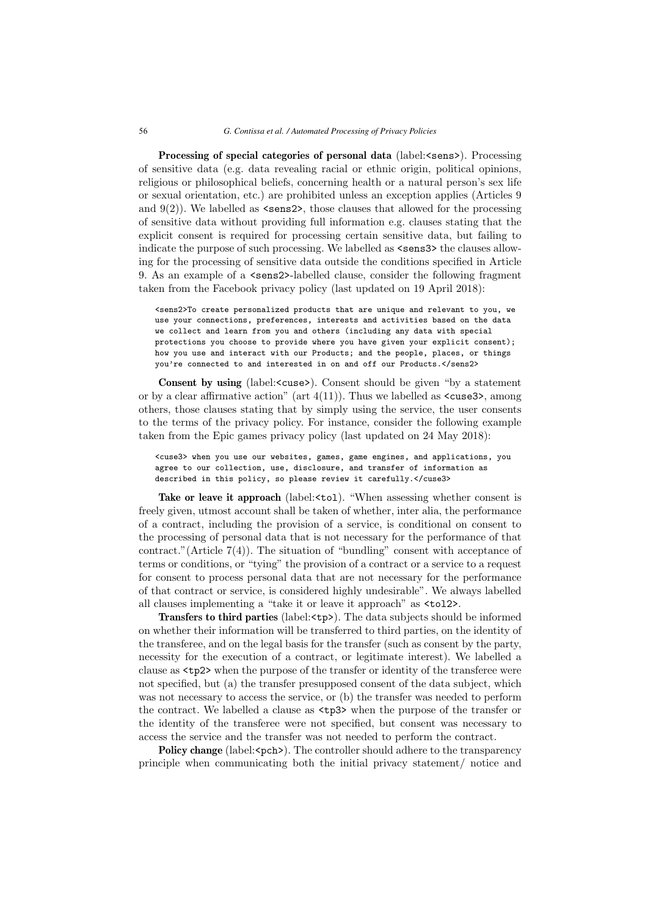**Processing of special categories of personal data** (label:`<sens>`). Processing of sensitive data (e.g. data revealing racial or ethnic origin, political opinions, religious or philosophical beliefs, concerning health or a natural person's sex life or sexual orientation, etc.) are prohibited unless an exception applies (Articles 9 and 9(2)). We labelled as `<sens2>`, those clauses that allowed for the processing of sensitive data without providing full information e.g. clauses stating that the explicit consent is required for processing certain sensitive data, but failing to indicate the purpose of such processing. We labelled as `<sens3>` the clauses allowing for the processing of sensitive data outside the conditions specified in Article 9. As an example of a `<sens2>`-labelled clause, consider the following fragment taken from the Facebook privacy policy (last updated on 19 April 2018):

```
<sens2>To create personalized products that are unique and relevant to you, we
use your connections, preferences, interests and activities based on the data
we collect and learn from you and others (including any data with special
protections you choose to provide where you have given your explicit consent);
how you use and interact with our Products; and the people, places, or things
you're connected to and interested in on and off our Products.</sens2>
```

**Consent by using** (label:`<cuse>`). Consent should be given "by a statement or by a clear affirmative action" (art 4(11)). Thus we labelled as `<cuse3>`, among others, those clauses stating that by simply using the service, the user consents to the terms of the privacy policy. For instance, consider the following example taken from the Epic games privacy policy (last updated on 24 May 2018):

```
<cuse3> when you use our websites, games, game engines, and applications, you
agree to our collection, use, disclosure, and transfer of information as
described in this policy, so please review it carefully.</cuse3>
```

**Take or leave it approach** (label:`<tol`). "When assessing whether consent is freely given, utmost account shall be taken of whether, inter alia, the performance of a contract, including the provision of a service, is conditional on consent to the processing of personal data that is not necessary for the performance of that contract."(Article 7(4)). The situation of "bundling" consent with acceptance of terms or conditions, or "tying" the provision of a contract or a service to a request for consent to process personal data that are not necessary for the performance of that contract or service, is considered highly undesirable". We always labelled all clauses implementing a "take it or leave it approach" as `<tol2>`.

**Transfers to third parties** (label:`<tp>`). The data subjects should be informed on whether their information will be transferred to third parties, on the identity of the transferee, and on the legal basis for the transfer (such as consent by the party, necessity for the execution of a contract, or legitimate interest). We labelled a clause as `<tp2>` when the purpose of the transfer or identity of the transferee were not specified, but (a) the transfer presupposed consent of the data subject, which was not necessary to access the service, or (b) the transfer was needed to perform the contract. We labelled a clause as `<tp3>` when the purpose of the transfer or the identity of the transferee were not specified, but consent was necessary to access the service and the transfer was not needed to perform the contract.

**Policy change** (label:`<pch>`). The controller should adhere to the transparency principle when communicating both the initial privacy statement/ notice and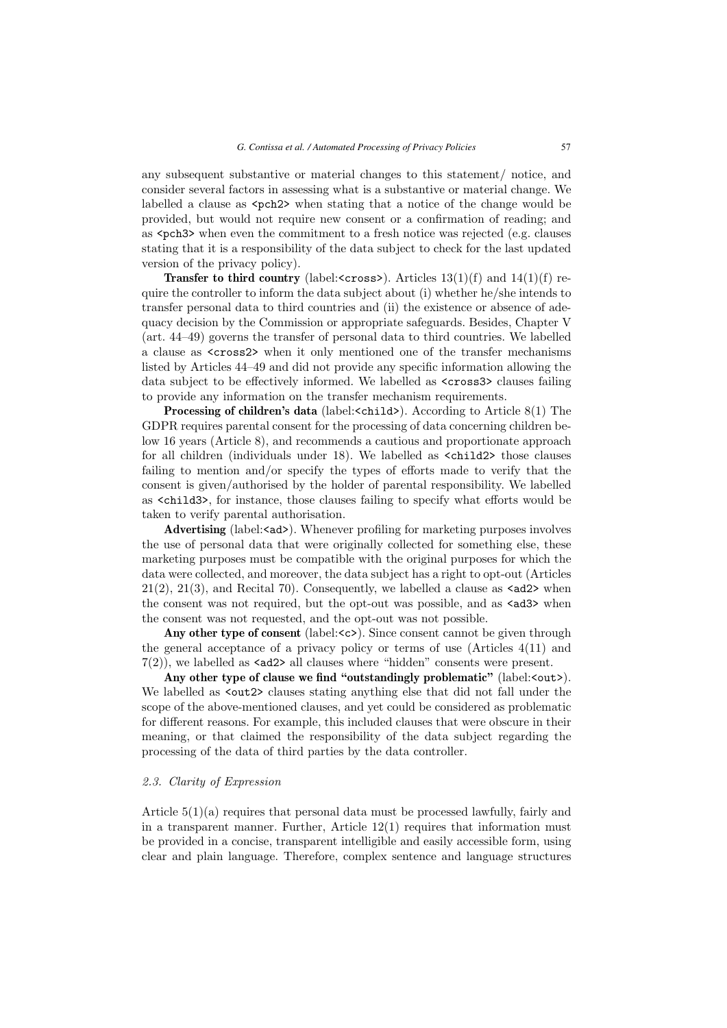any subsequent substantive or material changes to this statement/ notice, and consider several factors in assessing what is a substantive or material change. We labelled a clause as `<pch2>` when stating that a notice of the change would be provided, but would not require new consent or a confirmation of reading; and as `<pch3>` when even the commitment to a fresh notice was rejected (e.g. clauses stating that it is a responsibility of the data subject to check for the last updated version of the privacy policy).

**Transfer to third country** (label:`<cross>`). Articles 13(1)(f) and 14(1)(f) require the controller to inform the data subject about (i) whether he/she intends to transfer personal data to third countries and (ii) the existence or absence of adequacy decision by the Commission or appropriate safeguards. Besides, Chapter V (art. 44–49) governs the transfer of personal data to third countries. We labelled a clause as `<cross2>` when it only mentioned one of the transfer mechanisms listed by Articles 44–49 and did not provide any specific information allowing the data subject to be effectively informed. We labelled as `<cross3>` clauses failing to provide any information on the transfer mechanism requirements.

**Processing of children's data** (label:`<child>`). According to Article 8(1) The GDPR requires parental consent for the processing of data concerning children below 16 years (Article 8), and recommends a cautious and proportionate approach for all children (individuals under 18). We labelled as `<child2>` those clauses failing to mention and/or specify the types of efforts made to verify that the consent is given/authorised by the holder of parental responsibility. We labelled as `<child3>`, for instance, those clauses failing to specify what efforts would be taken to verify parental authorisation.

**Advertising** (label:`<ad>`). Whenever profiling for marketing purposes involves the use of personal data that were originally collected for something else, these marketing purposes must be compatible with the original purposes for which the data were collected, and moreover, the data subject has a right to opt-out (Articles 21(2), 21(3), and Recital 70). Consequently, we labelled a clause as `<ad2>` when the consent was not required, but the opt-out was possible, and as `<ad3>` when the consent was not requested, and the opt-out was not possible.

**Any other type of consent** (label:`<c>`). Since consent cannot be given through the general acceptance of a privacy policy or terms of use (Articles 4(11) and 7(2)), we labelled as `<ad2>` all clauses where "hidden" consents were present.

**Any other type of clause we find "outstandingly problematic"** (label:`<out>`). We labelled as `<out2>` clauses stating anything else that did not fall under the scope of the above-mentioned clauses, and yet could be considered as problematic for different reasons. For example, this included clauses that were obscure in their meaning, or that claimed the responsibility of the data subject regarding the processing of the data of third parties by the data controller.

### *2.3. Clarity of Expression*

Article 5(1)(a) requires that personal data must be processed lawfully, fairly and in a transparent manner. Further, Article 12(1) requires that information must be provided in a concise, transparent intelligible and easily accessible form, using clear and plain language. Therefore, complex sentence and language structures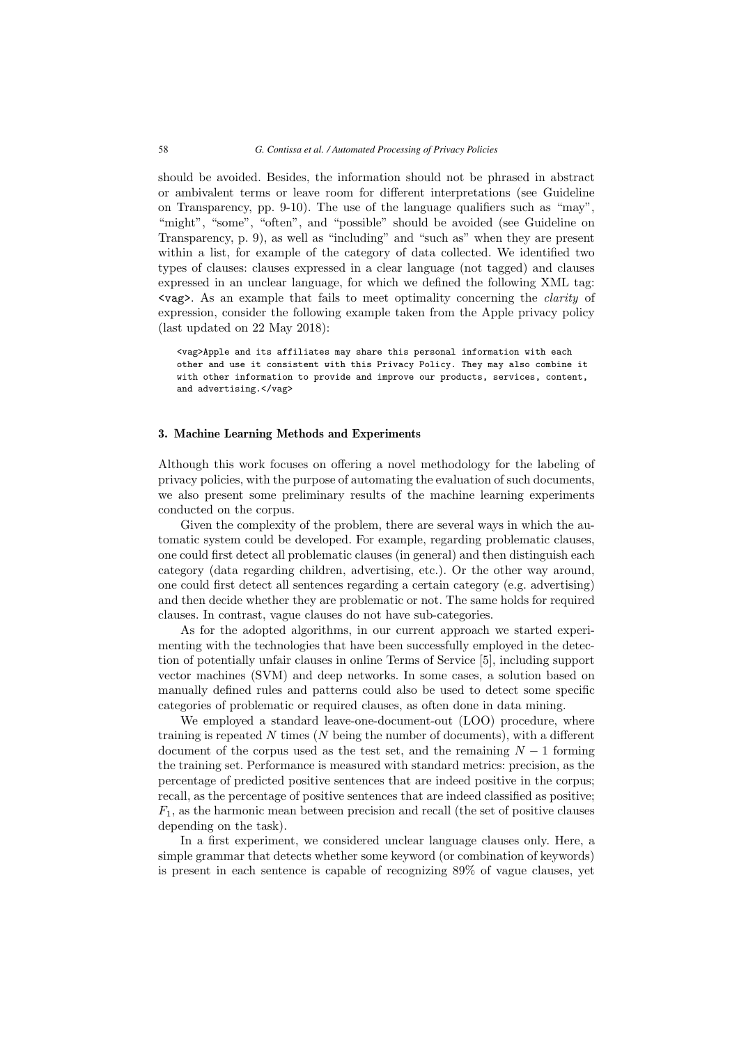should be avoided. Besides, the information should not be phrased in abstract or ambivalent terms or leave room for different interpretations (see Guideline on Transparency, pp. 9-10). The use of the language qualifiers such as "may", "might", "some", "often", and "possible" should be avoided (see Guideline on Transparency, p. 9), as well as "including" and "such as" when they are present within a list, for example of the category of data collected. We identified two types of clauses: clauses expressed in a clear language (not tagged) and clauses expressed in an unclear language, for which we defined the following XML tag: `<vag>`. As an example that fails to meet optimality concerning the *clarity* of expression, consider the following example taken from the Apple privacy policy (last updated on 22 May 2018):

```
<vag>Apple and its affiliates may share this personal information with each
other and use it consistent with this Privacy Policy. They may also combine it
with other information to provide and improve our products, services, content,
and advertising.</vag>
```

## 3. Machine Learning Methods and Experiments

Although this work focuses on offering a novel methodology for the labeling of privacy policies, with the purpose of automating the evaluation of such documents, we also present some preliminary results of the machine learning experiments conducted on the corpus.

Given the complexity of the problem, there are several ways in which the automatic system could be developed. For example, regarding problematic clauses, one could first detect all problematic clauses (in general) and then distinguish each category (data regarding children, advertising, etc.). Or the other way around, one could first detect all sentences regarding a certain category (e.g. advertising) and then decide whether they are problematic or not. The same holds for required clauses. In contrast, vague clauses do not have sub-categories.

As for the adopted algorithms, in our current approach we started experimenting with the technologies that have been successfully employed in the detection of potentially unfair clauses in online Terms of Service [5], including support vector machines (SVM) and deep networks. In some cases, a solution based on manually defined rules and patterns could also be used to detect some specific categories of problematic or required clauses, as often done in data mining.

We employed a standard leave-one-document-out (LOO) procedure, where training is repeated $N$ times ($N$ being the number of documents), with a different document of the corpus used as the test set, and the remaining $N - 1$ forming the training set. Performance is measured with standard metrics: precision, as the percentage of predicted positive sentences that are indeed positive in the corpus; recall, as the percentage of positive sentences that are indeed classified as positive; $F_1$, as the harmonic mean between precision and recall (the set of positive clauses depending on the task).

In a first experiment, we considered unclear language clauses only. Here, a simple grammar that detects whether some keyword (or combination of keywords) is present in each sentence is capable of recognizing 89% of vague clauses, yet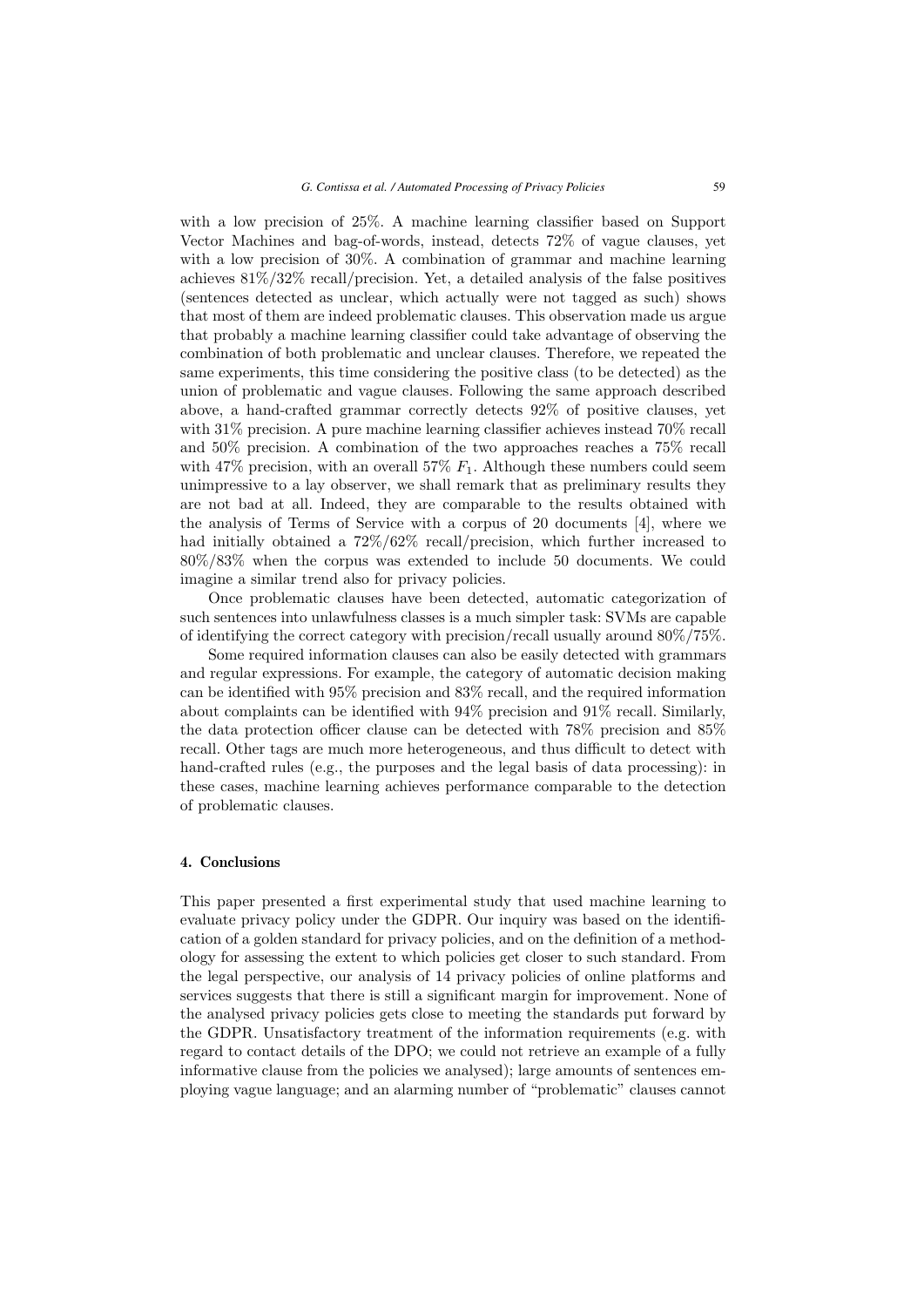with a low precision of 25%. A machine learning classifier based on Support Vector Machines and bag-of-words, instead, detects 72% of vague clauses, yet with a low precision of 30%. A combination of grammar and machine learning achieves 81%/32% recall/precision. Yet, a detailed analysis of the false positives (sentences detected as unclear, which actually were not tagged as such) shows that most of them are indeed problematic clauses. This observation made us argue that probably a machine learning classifier could take advantage of observing the combination of both problematic and unclear clauses. Therefore, we repeated the same experiments, this time considering the positive class (to be detected) as the union of problematic and vague clauses. Following the same approach described above, a hand-crafted grammar correctly detects 92% of positive clauses, yet with 31% precision. A pure machine learning classifier achieves instead 70% recall and 50% precision. A combination of the two approaches reaches a 75% recall with 47% precision, with an overall 57% $F_1$. Although these numbers could seem unimpressive to a lay observer, we shall remark that as preliminary results they are not bad at all. Indeed, they are comparable to the results obtained with the analysis of Terms of Service with a corpus of 20 documents [4], where we had initially obtained a 72%/62% recall/precision, which further increased to 80%/83% when the corpus was extended to include 50 documents. We could imagine a similar trend also for privacy policies.

Once problematic clauses have been detected, automatic categorization of such sentences into unlawfulness classes is a much simpler task: SVMs are capable of identifying the correct category with precision/recall usually around 80%/75%.

Some required information clauses can also be easily detected with grammars and regular expressions. For example, the category of automatic decision making can be identified with 95% precision and 83% recall, and the required information about complaints can be identified with 94% precision and 91% recall. Similarly, the data protection officer clause can be detected with 78% precision and 85% recall. Other tags are much more heterogeneous, and thus difficult to detect with hand-crafted rules (e.g., the purposes and the legal basis of data processing): in these cases, machine learning achieves performance comparable to the detection of problematic clauses.

## 4. Conclusions

This paper presented a first experimental study that used machine learning to evaluate privacy policy under the GDPR. Our inquiry was based on the identification of a golden standard for privacy policies, and on the definition of a methodology for assessing the extent to which policies get closer to such standard. From the legal perspective, our analysis of 14 privacy policies of online platforms and services suggests that there is still a significant margin for improvement. None of the analysed privacy policies gets close to meeting the standards put forward by the GDPR. Unsatisfactory treatment of the information requirements (e.g. with regard to contact details of the DPO; we could not retrieve an example of a fully informative clause from the policies we analysed); large amounts of sentences employing vague language; and an alarming number of "problematic" clauses cannot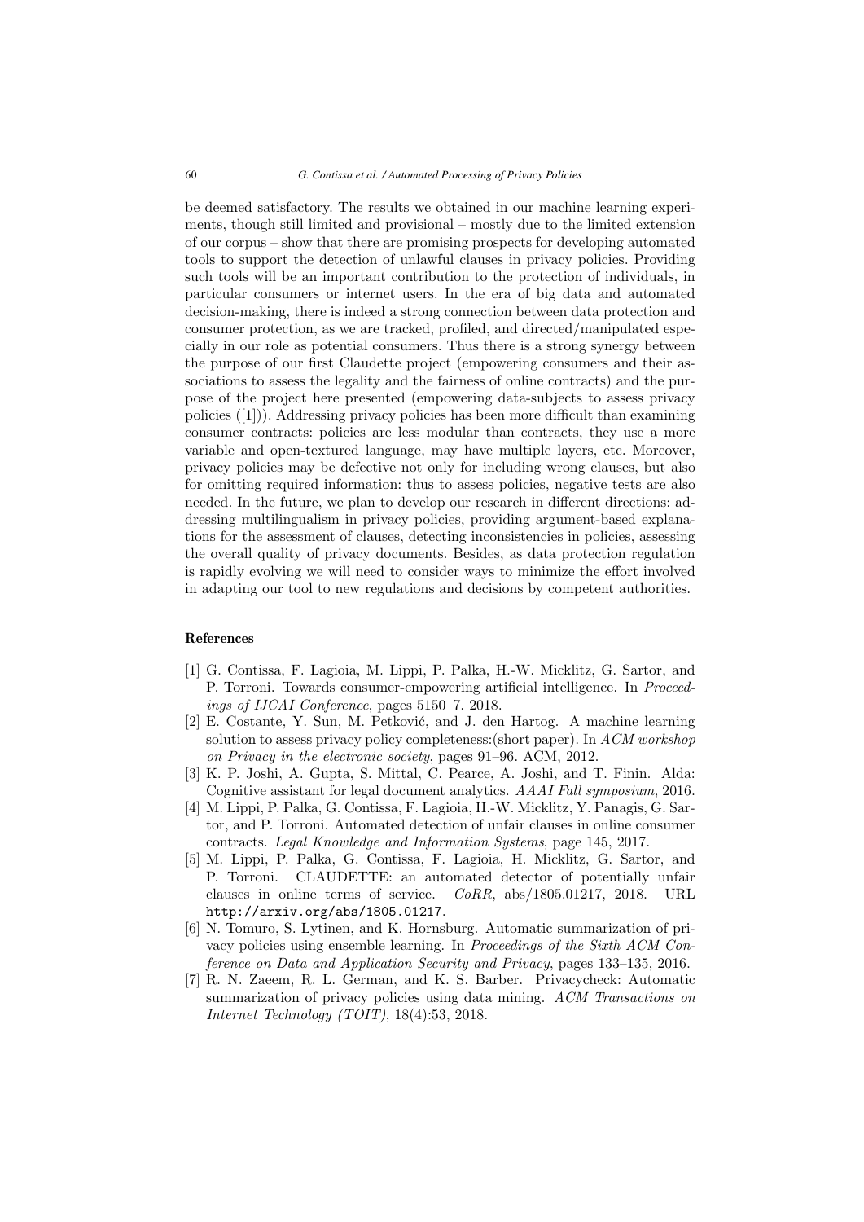be deemed satisfactory. The results we obtained in our machine learning experiments, though still limited and provisional – mostly due to the limited extension of our corpus – show that there are promising prospects for developing automated tools to support the detection of unlawful clauses in privacy policies. Providing such tools will be an important contribution to the protection of individuals, in particular consumers or internet users. In the era of big data and automated decision-making, there is indeed a strong connection between data protection and consumer protection, as we are tracked, profiled, and directed/manipulated especially in our role as potential consumers. Thus there is a strong synergy between the purpose of our first Claudette project (empowering consumers and their associations to assess the legality and the fairness of online contracts) and the purpose of the project here presented (empowering data-subjects to assess privacy policies ([1])). Addressing privacy policies has been more difficult than examining consumer contracts: policies are less modular than contracts, they use a more variable and open-textured language, may have multiple layers, etc. Moreover, privacy policies may be defective not only for including wrong clauses, but also for omitting required information: thus to assess policies, negative tests are also needed. In the future, we plan to develop our research in different directions: addressing multilingualism in privacy policies, providing argument-based explanations for the assessment of clauses, detecting inconsistencies in policies, assessing the overall quality of privacy documents. Besides, as data protection regulation is rapidly evolving we will need to consider ways to minimize the effort involved in adapting our tool to new regulations and decisions by competent authorities.

## References

[1] G. Contissa, F. Lagioia, M. Lippi, P. Palka, H.-W. Micklitz, G. Sartor, and P. Torroni. Towards consumer-empowering artificial intelligence. In *Proceedings of IJCAI Conference*, pages 5150–7. 2018.

[2] E. Costante, Y. Sun, M. Petković, and J. den Hartog. A machine learning solution to assess privacy policy completeness:(short paper). In *ACM workshop on Privacy in the electronic society*, pages 91–96. ACM, 2012.

[3] K. P. Joshi, A. Gupta, S. Mittal, C. Pearce, A. Joshi, and T. Finin. Alda: Cognitive assistant for legal document analytics. *AAAI Fall symposium*, 2016.

[4] M. Lippi, P. Palka, G. Contissa, F. Lagioia, H.-W. Micklitz, Y. Panagis, G. Sartor, and P. Torroni. Automated detection of unfair clauses in online consumer contracts. *Legal Knowledge and Information Systems*, page 145, 2017.

[5] M. Lippi, P. Palka, G. Contissa, F. Lagioia, H. Micklitz, G. Sartor, and P. Torroni. CLAUDETTE: an automated detector of potentially unfair clauses in online terms of service. *CoRR*, abs/1805.01217, 2018. URL http://arxiv.org/abs/1805.01217.

[6] N. Tomuro, S. Lytinen, and K. Hornsburg. Automatic summarization of privacy policies using ensemble learning. In *Proceedings of the Sixth ACM Conference on Data and Application Security and Privacy*, pages 133–135, 2016.

[7] R. N. Zaeem, R. L. German, and K. S. Barber. Privacycheck: Automatic summarization of privacy policies using data mining. *ACM Transactions on Internet Technology (TOIT)*, 18(4):53, 2018.